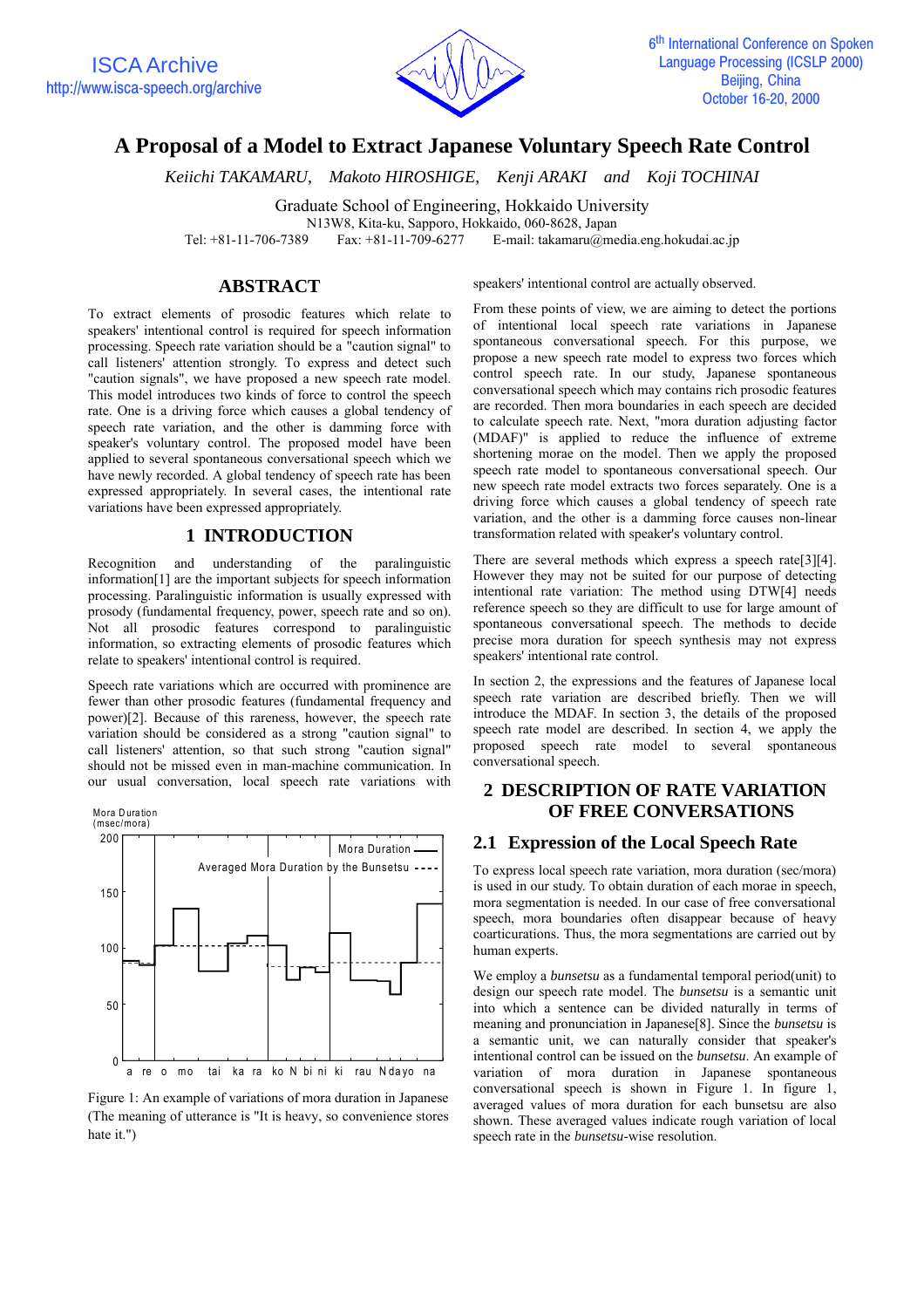# A Proposal of a Model to Extract Japanese Voluntary Speech Rate Control

*Keiichi TAKAMARU, Makoto HIROSHIGE, Kenji ARAKI and Koji TOCHINAI*

Graduate School of Engineering, Hokkaido University
N13W8, Kita-ku, Sapporo, Hokkaido, 060-8628, Japan
Tel: +81-11-706-7389 Fax: +81-11-709-6277 E-mail: takamaru@media.eng.hokudai.ac.jp

## ABSTRACT

To extract elements of prosodic features which relate to speakers' intentional control is required for speech information processing. Speech rate variation should be a "caution signal" to call listeners' attention strongly. To express and detect such "caution signals", we have proposed a new speech rate model. This model introduces two kinds of force to control the speech rate. One is a driving force which causes a global tendency of speech rate variation, and the other is damming force with speaker's voluntary control. The proposed model have been applied to several spontaneous conversational speech which we have newly recorded. A global tendency of speech rate has been expressed appropriately. In several cases, the intentional rate variations have been expressed appropriately.

## 1 INTRODUCTION

Recognition and understanding of the paralinguistic information[1] are the important subjects for speech information processing. Paralinguistic information is usually expressed with prosody (fundamental frequency, power, speech rate and so on). Not all prosodic features correspond to paralinguistic information, so extracting elements of prosodic features which relate to speakers' intentional control is required.

Speech rate variations which are occurred with prominence are fewer than other prosodic features (fundamental frequency and power)[2]. Because of this rareness, however, the speech rate variation should be considered as a strong "caution signal" to call listeners' attention, so that such strong "caution signal" should not be missed even in man-machine communication. In our usual conversation, local speech rate variations with speakers' intentional control are actually observed.

From these points of view, we are aiming to detect the portions of intentional local speech rate variations in Japanese spontaneous conversational speech. For this purpose, we propose a new speech rate model to express two forces which control speech rate. In our study, Japanese spontaneous conversational speech which may contains rich prosodic features are recorded. Then mora boundaries in each speech are decided to calculate speech rate. Next, "mora duration adjusting factor (MDAF)" is applied to reduce the influence of extreme shortening morae on the model. Then we apply the proposed speech rate model to spontaneous conversational speech. Our new speech rate model extracts two forces separately. One is a driving force which causes a global tendency of speech rate variation, and the other is a damming force causes non-linear transformation related with speaker's voluntary control.

There are several methods which express a speech rate[3][4]. However they may not be suited for our purpose of detecting intentional rate variation: The method using DTW[4] needs reference speech so they are difficult to use for large amount of spontaneous conversational speech. The methods to decide precise mora duration for speech synthesis may not express speakers' intentional rate control.

In section 2, the expressions and the features of Japanese local speech rate variation are described briefly. Then we will introduce the MDAF. In section 3, the details of the proposed speech rate model are described. In section 4, we apply the proposed speech rate model to several spontaneous conversational speech.

Figure 1: An example of variations of mora duration in Japanese (The meaning of utterance is "It is heavy, so convenience stores hate it.")

## 2 DESCRIPTION OF RATE VARIATION OF FREE CONVERSATIONS

### 2.1 Expression of the Local Speech Rate

To express local speech rate variation, mora duration (sec/mora) is used in our study. To obtain duration of each morae in speech, mora segmentation is needed. In our case of free conversational speech, mora boundaries often disappear because of heavy coarticulations. Thus, the mora segmentations are carried out by human experts.

We employ a *bunsetsu* as a fundamental temporal period(unit) to design our speech rate model. The *bunsetsu* is a semantic unit into which a sentence can be divided naturally in terms of meaning and pronunciation in Japanese[8]. Since the *bunsetsu* is a semantic unit, we can naturally consider that speaker's intentional control can be issued on the *bunsetsu*. An example of variation of mora duration in Japanese spontaneous conversational speech is shown in Figure 1. In figure 1, averaged values of mora duration for each bunsetsu are also shown. These averaged values indicate rough variation of local speech rate in the *bunsetsu*-wise resolution.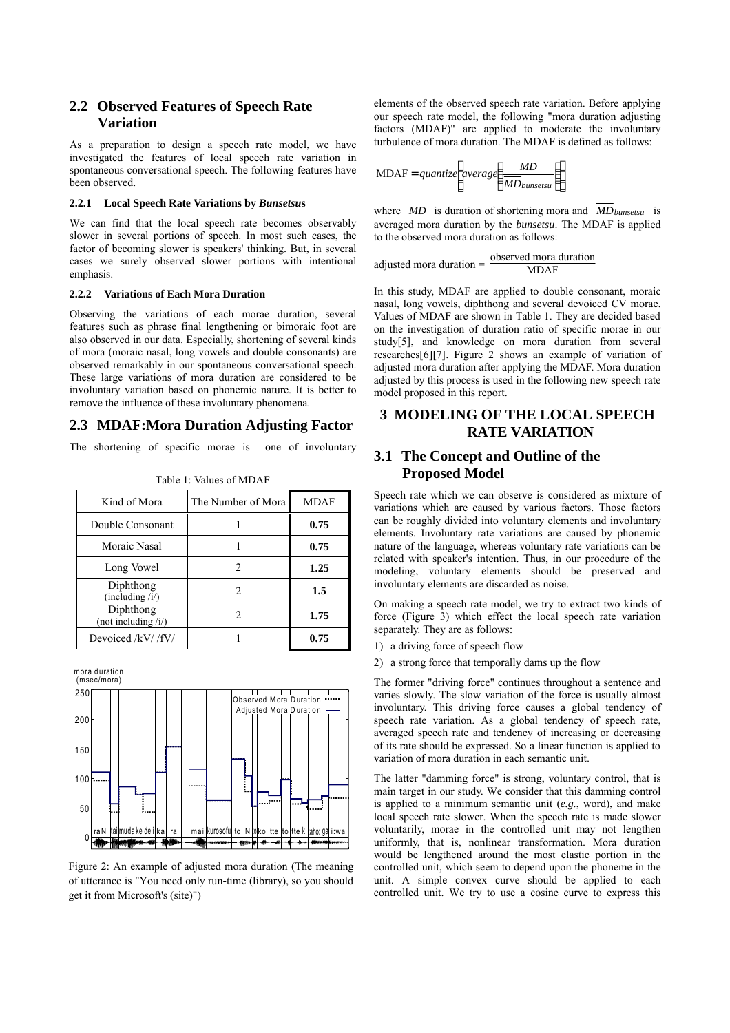## 2.2 Observed Features of Speech Rate Variation

As a preparation to design a speech rate model, we have investigated the features of local speech rate variation in spontaneous conversational speech. The following features have been observed.

### 2.2.1 Local Speech Rate Variations by *Bunsetsu*s

We can find that the local speech rate becomes observably slower in several portions of speech. In most such cases, the factor of becoming slower is speakers' thinking. But, in several cases we surely observed slower portions with intentional emphasis.

### 2.2.2 Variations of Each Mora Duration

Observing the variations of each morae duration, several features such as phrase final lengthening or bimoraic foot are also observed in our data. Especially, shortening of several kinds of mora (moraic nasal, long vowels and double consonants) are observed remarkably in our spontaneous conversational speech. These large variations of mora duration are considered to be involuntary variation based on phonemic nature. It is better to remove the influence of these involuntary phenomena.

## 2.3 MDAF:Mora Duration Adjusting Factor

The shortening of specific morae is one of involuntary elements of the observed speech rate variation. Before applying our speech rate model, the following "mora duration adjusting factors (MDAF)" are applied to moderate the involuntary turbulence of mora duration. The MDAF is defined as follows:

$$\text{MDAF} = quantize\left(average\left(\frac{MD}{\overline{MD}_{bunsetsu}}\right)\right)$$

where $MD$ is duration of shortening mora and $\overline{MD}_{bunsetsu}$ is averaged mora duration by the *bunsetsu*. The MDAF is applied to the observed mora duration as follows:

$$\text{adjusted mora duration} = \frac{\text{observed mora duration}}{\text{MDAF}}$$

In this study, MDAF are applied to double consonant, moraic nasal, long vowels, diphthong and several devoiced CV morae. Values of MDAF are shown in Table 1. They are decided based on the investigation of duration ratio of specific morae in our study[5], and knowledge on mora duration from several researches[6][7]. Figure 2 shows an example of variation of adjusted mora duration after applying the MDAF. Mora duration adjusted by this process is used in the following new speech rate model proposed in this report.

Table 1: Values of MDAF

| Kind of Mora | The Number of Mora | MDAF |
|---|---|---|
| Double Consonant | 1 | **0.75** |
| Moraic Nasal | 1 | **0.75** |
| Long Vowel | 2 | **1.25** |
| Diphthong (including /i/) | 2 | **1.5** |
| Diphthong (not including /i/) | 2 | **1.75** |
| Devoiced /kV/ /fV/ | 1 | **0.75** |

Figure 2: An example of adjusted mora duration (The meaning of utterance is "You need only run-time (library), so you should get it from Microsoft's (site)")

# 3 MODELING OF THE LOCAL SPEECH RATE VARIATION

## 3.1 The Concept and Outline of the Proposed Model

Speech rate which we can observe is considered as mixture of variations which are caused by various factors. Those factors can be roughly divided into voluntary elements and involuntary elements. Involuntary rate variations are caused by phonemic nature of the language, whereas voluntary rate variations can be related with speaker's intention. Thus, in our procedure of the modeling, voluntary elements should be preserved and involuntary elements are discarded as noise.

On making a speech rate model, we try to extract two kinds of force (Figure 3) which effect the local speech rate variation separately. They are as follows:

1) a driving force of speech flow
2) a strong force that temporally dams up the flow

The former "driving force" continues throughout a sentence and varies slowly. The slow variation of the force is usually almost involuntary. This driving force causes a global tendency of speech rate variation. As a global tendency of speech rate, averaged speech rate and tendency of increasing or decreasing of its rate should be expressed. So a linear function is applied to variation of mora duration in each semantic unit.

The latter "damming force" is strong, voluntary control, that is main target in our study. We consider that this damming control is applied to a minimum semantic unit (*e.g.*, word), and make local speech rate slower. When the speech rate is made slower voluntarily, morae in the controlled unit may not lengthen uniformly, that is, nonlinear transformation. Mora duration would be lengthened around the most elastic portion in the controlled unit, which seem to depend upon the phoneme in the unit. A simple convex curve should be applied to each controlled unit. We try to use a cosine curve to express this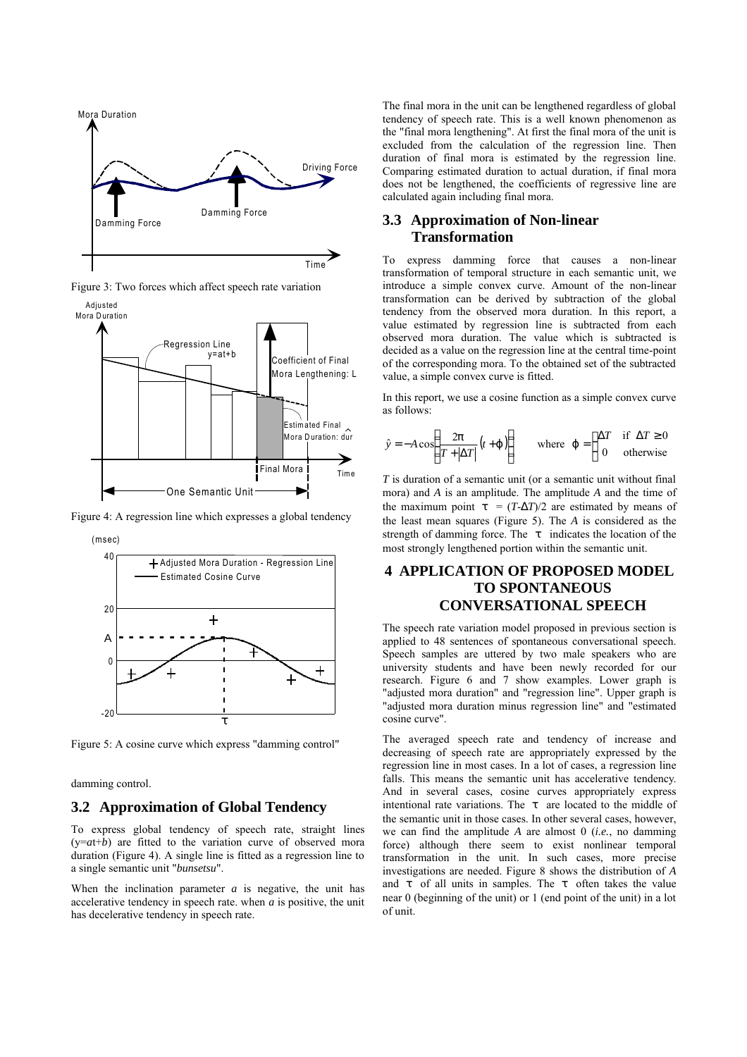Figure 3: Two forces which affect speech rate variation

Figure 4: A regression line which expresses a global tendency

Figure 5: A cosine curve which express "damming control"

damming control.

### 3.2 Approximation of Global Tendency

To express global tendency of speech rate, straight lines ($y=at+b$) are fitted to the variation curve of observed mora duration (Figure 4). A single line is fitted as a regression line to a single semantic unit "*bunsetsu*".

When the inclination parameter $a$ is negative, the unit has accelerative tendency in speech rate. when $a$ is positive, the unit has decelerative tendency in speech rate.

The final mora in the unit can be lengthened regardless of global tendency of speech rate. This is a well known phenomenon as the "final mora lengthening". At first the final mora of the unit is excluded from the calculation of the regression line. Then duration of final mora is estimated by the regression line. Comparing estimated duration to actual duration, if final mora does not be lengthened, the coefficients of regressive line are calculated again including final mora.

### 3.3 Approximation of Non-linear Transformation

To express damming force that causes a non-linear transformation of temporal structure in each semantic unit, we introduce a simple convex curve. Amount of the non-linear transformation can be derived by subtraction of the global tendency from the observed mora duration. In this report, a value estimated by regression line is subtracted from each observed mora duration. The value which is subtracted is decided as a value on the regression line at the central time-point of the corresponding mora. To the obtained set of the subtracted value, a simple convex curve is fitted.

In this report, we use a cosine function as a simple convex curve as follows:

$$\hat{y} = -A\cos\left(\frac{2\pi}{T+|\Delta T|}(t+\varphi)\right) \qquad \text{where} \quad \varphi = \begin{cases} \Delta T & \text{if } \Delta T \geq 0 \\ 0 & \text{otherwise} \end{cases}$$

$T$ is duration of a semantic unit (or a semantic unit without final mora) and $A$ is an amplitude. The amplitude $A$ and the time of the maximum point $\tau = (T\text{-}\Delta T)/2$ are estimated by means of the least mean squares (Figure 5). The $A$ is considered as the strength of damming force. The $\tau$ indicates the location of the most strongly lengthened portion within the semantic unit.

## 4 APPLICATION OF PROPOSED MODEL TO SPONTANEOUS CONVERSATIONAL SPEECH

The speech rate variation model proposed in previous section is applied to 48 sentences of spontaneous conversational speech. Speech samples are uttered by two male speakers who are university students and have been newly recorded for our research. Figure 6 and 7 show examples. Lower graph is "adjusted mora duration" and "regression line". Upper graph is "adjusted mora duration minus regression line" and "estimated cosine curve".

The averaged speech rate and tendency of increase and decreasing of speech rate are appropriately expressed by the regression line in most cases. In a lot of cases, a regression line falls. This means the semantic unit has accelerative tendency. And in several cases, cosine curves appropriately express intentional rate variations. The $\tau$ are located to the middle of the semantic unit in those cases. In other several cases, however, we can find the amplitude $A$ are almost 0 (*i.e.*, no damming force) although there seem to exist nonlinear temporal transformation in the unit. In such cases, more precise investigations are needed. Figure 8 shows the distribution of $A$ and $\tau$ of all units in samples. The $\tau$ often takes the value near 0 (beginning of the unit) or 1 (end point of the unit) in a lot of unit.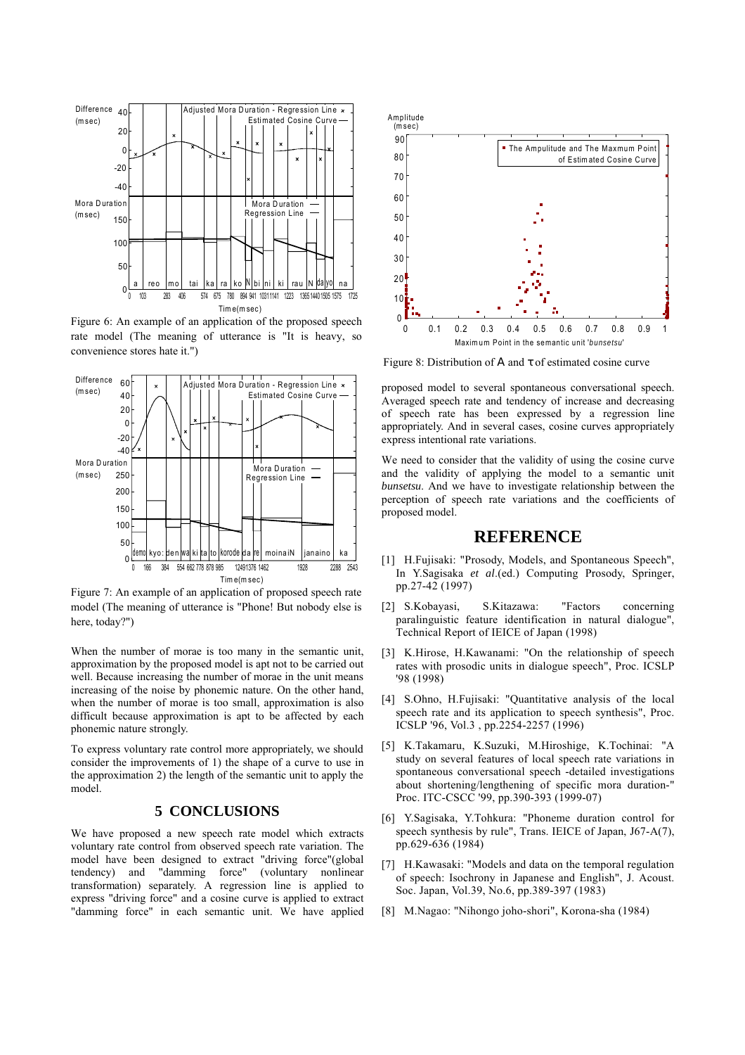Difference (msec)

Adjusted Mora Duration - Regression Line ×

Estimated Cosine Curve

40 20 0 -20 -40

Mora Duration (msec)

Mora Duration

Regression Line

150 100 50 0

a reo mo tai ka ra ko N bi ni ki rau N da yo na

0 103 283 406 574 675 780 894 941 1031 1141 1223 1365 1440 1505 1575 1725

Time(msec)

Figure 6: An example of an application of the proposed speech rate model (The meaning of utterance is "It is heavy, so convenience stores hate it.")

Difference (msec)

Adjusted Mora Duration - Regression Line ×

Estimated Cosine Curve

60 40 20 0 -20 -40

Mora Duration (msec)

Mora Duration

Regression Line

250 200 150 100 50 0

demo kyo: den wa ki ta to korode da re moinaiN janaino ka

0 166 384 554 662 778 878 985 1249 1376 1462 1928 2288 2543

Time(msec)

Figure 7: An example of an application of proposed speech rate model (The meaning of utterance is "Phone! But nobody else is here, today?")

When the number of morae is too many in the semantic unit, approximation by the proposed model is apt not to be carried out well. Because increasing the number of morae in the unit means increasing of the noise by phonemic nature. On the other hand, when the number of morae is too small, approximation is also difficult because approximation is apt to be affected by each phonemic nature strongly.

To express voluntary rate control more appropriately, we should consider the improvements of 1) the shape of a curve to use in the approximation 2) the length of the semantic unit to apply the model.

## 5 CONCLUSIONS

We have proposed a new speech rate model which extracts voluntary rate control from observed speech rate variation. The model have been designed to extract "driving force"(global tendency) and "damming force" (voluntary nonlinear transformation) separately. A regression line is applied to express "driving force" and a cosine curve is applied to extract "damming force" in each semantic unit. We have applied proposed model to several spontaneous conversational speech. Averaged speech rate and tendency of increase and decreasing of speech rate has been expressed by a regression line appropriately. And in several cases, cosine curves appropriately express intentional rate variations.

We need to consider that the validity of using the cosine curve and the validity of applying the model to a semantic unit *bunsetsu*. And we have to investigate relationship between the perception of speech rate variations and the coefficients of proposed model.

Amplitude (msec)

The Amplitude and The Maxmum Point of Estimated Cosine Curve

90 80 70 60 50 40 30 20 10 0

0 0.1 0.2 0.3 0.4 0.5 0.6 0.7 0.8 0.9 1

Maximum Point in the semantic unit '*bunsetsu*'

Figure 8: Distribution of A and τ of estimated cosine curve

## REFERENCE

[1] H.Fujisaki: "Prosody, Models, and Spontaneous Speech", In Y.Sagisaka *et al*.(ed.) Computing Prosody, Springer, pp.27-42 (1997)

[2] S.Kobayasi, S.Kitazawa: "Factors concerning paralinguistic feature identification in natural dialogue", Technical Report of IEICE of Japan (1998)

[3] K.Hirose, H.Kawanami: "On the relationship of speech rates with prosodic units in dialogue speech", Proc. ICSLP '98 (1998)

[4] S.Ohno, H.Fujisaki: "Quantitative analysis of the local speech rate and its application to speech synthesis", Proc. ICSLP '96, Vol.3 , pp.2254-2257 (1996)

[5] K.Takamaru, K.Suzuki, M.Hiroshige, K.Tochinai: "A study on several features of local speech rate variations in spontaneous conversational speech -detailed investigations about shortening/lengthening of specific mora duration-" Proc. ITC-CSCC '99, pp.390-393 (1999-07)

[6] Y.Sagisaka, Y.Tohkura: "Phoneme duration control for speech synthesis by rule", Trans. IEICE of Japan, J67-A(7), pp.629-636 (1984)

[7] H.Kawasaki: "Models and data on the temporal regulation of speech: Isochrony in Japanese and English", J. Acoust. Soc. Japan, Vol.39, No.6, pp.389-397 (1983)

[8] M.Nagao: "Nihongo joho-shori", Korona-sha (1984)